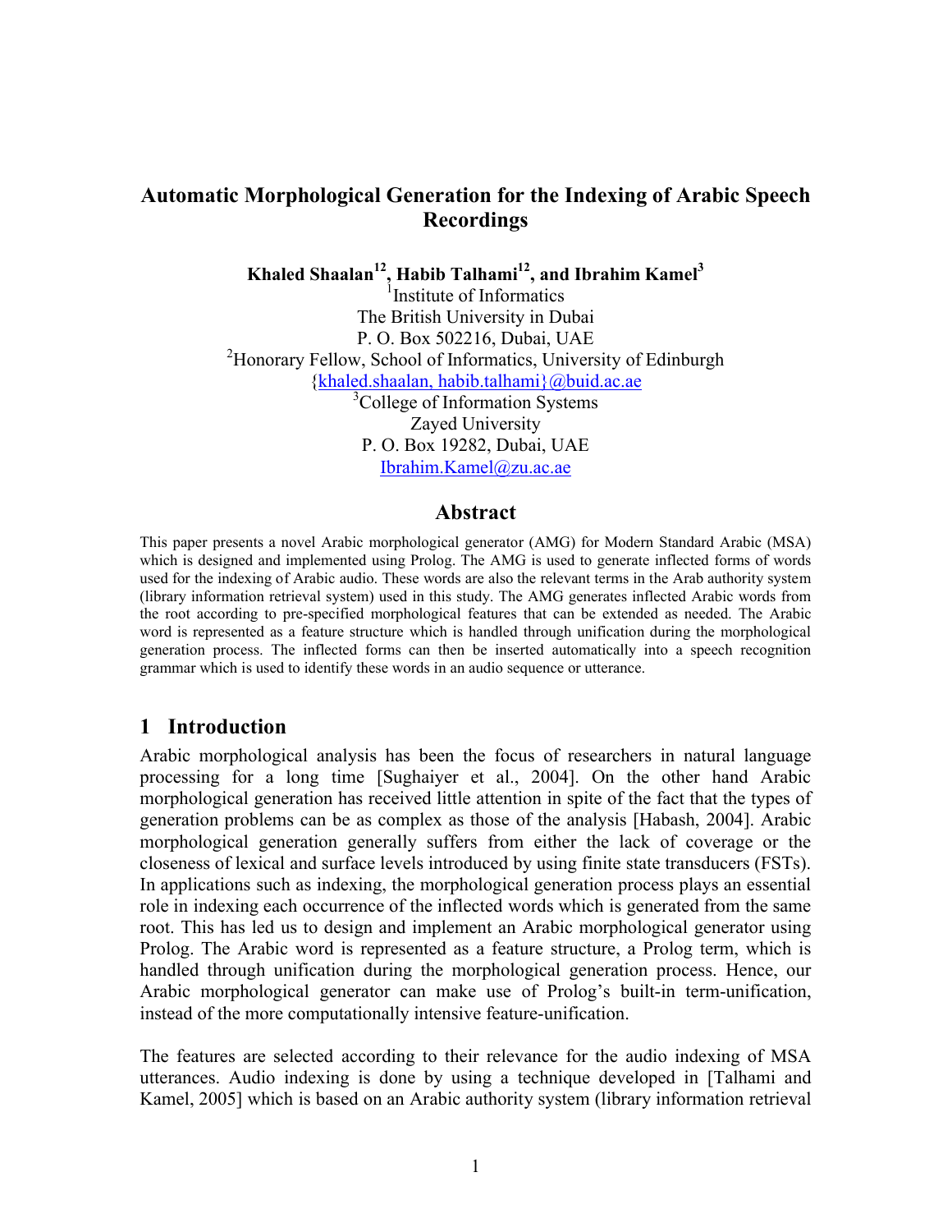# Automatic Morphological Generation for the Indexing of Arabic Speech Recordings

**Khaled Shaalan[12], Habib Talhami[12], and Ibrahim Kamel[3]**

[1]Institute of Informatics
The British University in Dubai
P. O. Box 502216, Dubai, UAE
[2]Honorary Fellow, School of Informatics, University of Edinburgh
{khaled.shaalan, habib.talhami}@buid.ac.ae
[3]College of Information Systems
Zayed University
P. O. Box 19282, Dubai, UAE
Ibrahim.Kamel@zu.ac.ae

## Abstract

This paper presents a novel Arabic morphological generator (AMG) for Modern Standard Arabic (MSA) which is designed and implemented using Prolog. The AMG is used to generate inflected forms of words used for the indexing of Arabic audio. These words are also the relevant terms in the Arab authority system (library information retrieval system) used in this study. The AMG generates inflected Arabic words from the root according to pre-specified morphological features that can be extended as needed. The Arabic word is represented as a feature structure which is handled through unification during the morphological generation process. The inflected forms can then be inserted automatically into a speech recognition grammar which is used to identify these words in an audio sequence or utterance.

## 1 Introduction

Arabic morphological analysis has been the focus of researchers in natural language processing for a long time [Sughaiyer et al., 2004]. On the other hand Arabic morphological generation has received little attention in spite of the fact that the types of generation problems can be as complex as those of the analysis [Habash, 2004]. Arabic morphological generation generally suffers from either the lack of coverage or the closeness of lexical and surface levels introduced by using finite state transducers (FSTs). In applications such as indexing, the morphological generation process plays an essential role in indexing each occurrence of the inflected words which is generated from the same root. This has led us to design and implement an Arabic morphological generator using Prolog. The Arabic word is represented as a feature structure, a Prolog term, which is handled through unification during the morphological generation process. Hence, our Arabic morphological generator can make use of Prolog's built-in term-unification, instead of the more computationally intensive feature-unification.

The features are selected according to their relevance for the audio indexing of MSA utterances. Audio indexing is done by using a technique developed in [Talhami and Kamel, 2005] which is based on an Arabic authority system (library information retrieval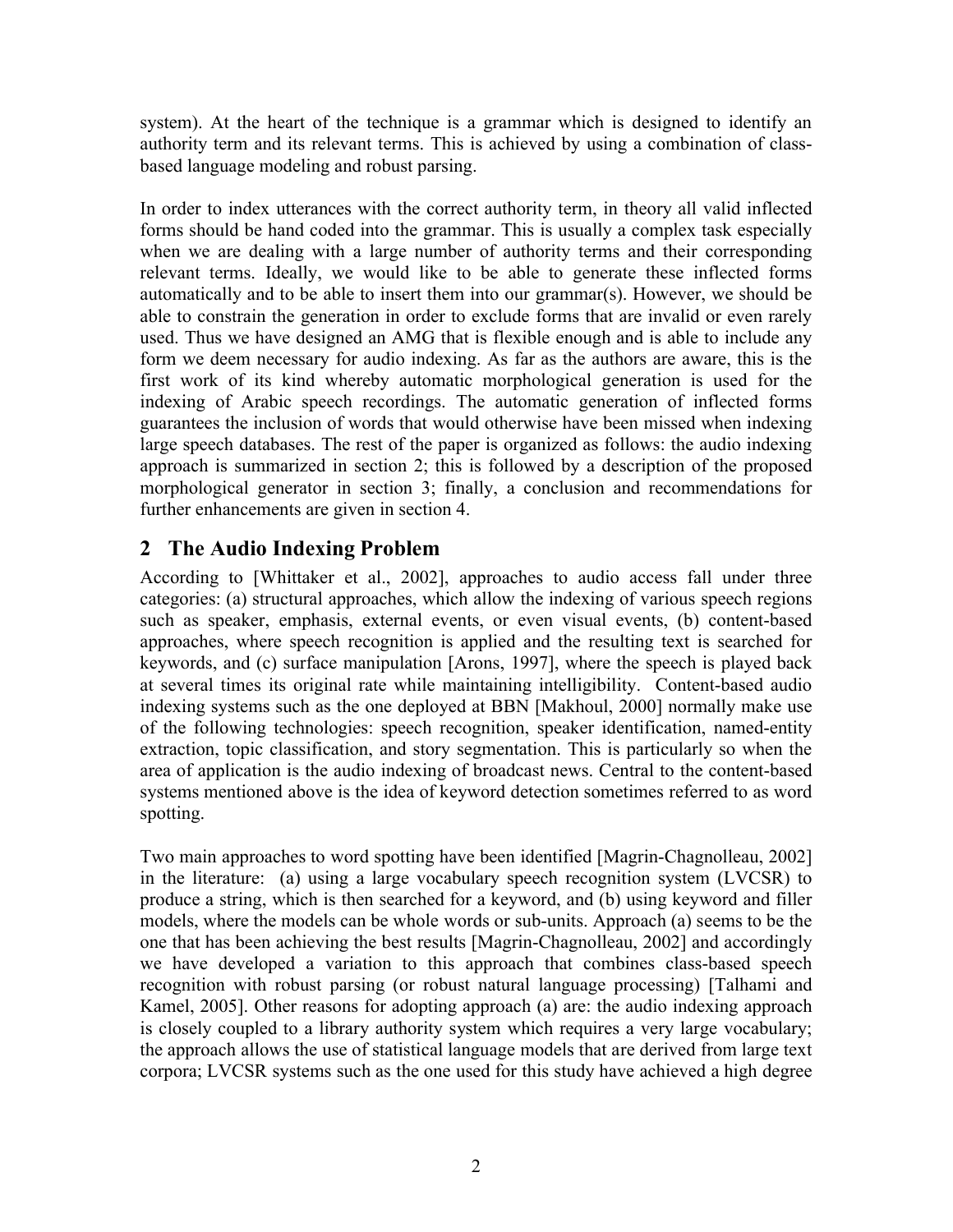system). At the heart of the technique is a grammar which is designed to identify an authority term and its relevant terms. This is achieved by using a combination of class-based language modeling and robust parsing.

In order to index utterances with the correct authority term, in theory all valid inflected forms should be hand coded into the grammar. This is usually a complex task especially when we are dealing with a large number of authority terms and their corresponding relevant terms. Ideally, we would like to be able to generate these inflected forms automatically and to be able to insert them into our grammar(s). However, we should be able to constrain the generation in order to exclude forms that are invalid or even rarely used. Thus we have designed an AMG that is flexible enough and is able to include any form we deem necessary for audio indexing. As far as the authors are aware, this is the first work of its kind whereby automatic morphological generation is used for the indexing of Arabic speech recordings. The automatic generation of inflected forms guarantees the inclusion of words that would otherwise have been missed when indexing large speech databases. The rest of the paper is organized as follows: the audio indexing approach is summarized in section 2; this is followed by a description of the proposed morphological generator in section 3; finally, a conclusion and recommendations for further enhancements are given in section 4.

## 2 The Audio Indexing Problem

According to [Whittaker et al., 2002], approaches to audio access fall under three categories: (a) structural approaches, which allow the indexing of various speech regions such as speaker, emphasis, external events, or even visual events, (b) content-based approaches, where speech recognition is applied and the resulting text is searched for keywords, and (c) surface manipulation [Arons, 1997], where the speech is played back at several times its original rate while maintaining intelligibility. Content-based audio indexing systems such as the one deployed at BBN [Makhoul, 2000] normally make use of the following technologies: speech recognition, speaker identification, named-entity extraction, topic classification, and story segmentation. This is particularly so when the area of application is the audio indexing of broadcast news. Central to the content-based systems mentioned above is the idea of keyword detection sometimes referred to as word spotting.

Two main approaches to word spotting have been identified [Magrin-Chagnolleau, 2002] in the literature: (a) using a large vocabulary speech recognition system (LVCSR) to produce a string, which is then searched for a keyword, and (b) using keyword and filler models, where the models can be whole words or sub-units. Approach (a) seems to be the one that has been achieving the best results [Magrin-Chagnolleau, 2002] and accordingly we have developed a variation to this approach that combines class-based speech recognition with robust parsing (or robust natural language processing) [Talhami and Kamel, 2005]. Other reasons for adopting approach (a) are: the audio indexing approach is closely coupled to a library authority system which requires a very large vocabulary; the approach allows the use of statistical language models that are derived from large text corpora; LVCSR systems such as the one used for this study have achieved a high degree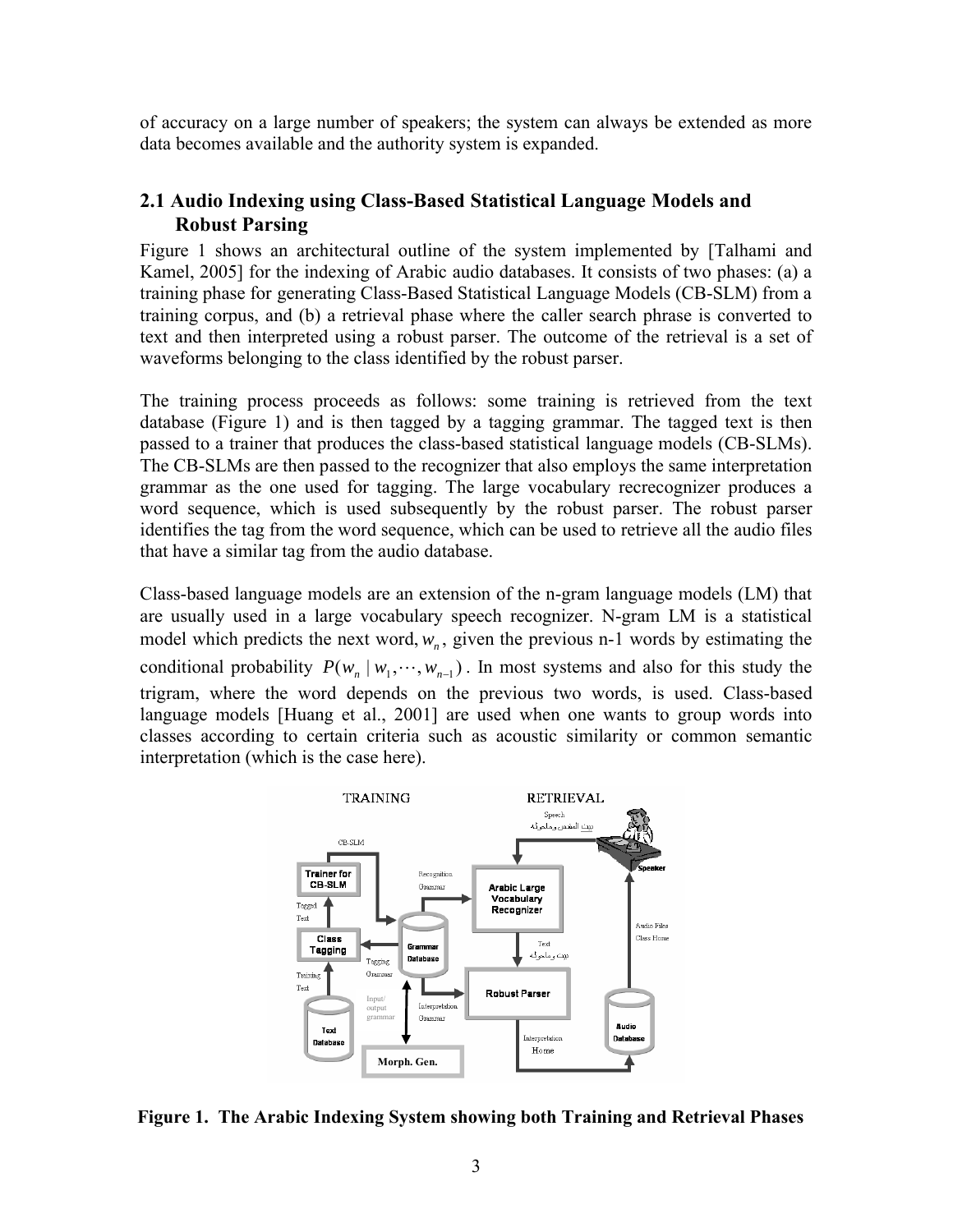of accuracy on a large number of speakers; the system can always be extended as more data becomes available and the authority system is expanded.

## 2.1 Audio Indexing using Class-Based Statistical Language Models and Robust Parsing

Figure 1 shows an architectural outline of the system implemented by [Talhami and Kamel, 2005] for the indexing of Arabic audio databases. It consists of two phases: (a) a training phase for generating Class-Based Statistical Language Models (CB-SLM) from a training corpus, and (b) a retrieval phase where the caller search phrase is converted to text and then interpreted using a robust parser. The outcome of the retrieval is a set of waveforms belonging to the class identified by the robust parser.

The training process proceeds as follows: some training is retrieved from the text database (Figure 1) and is then tagged by a tagging grammar. The tagged text is then passed to a trainer that produces the class-based statistical language models (CB-SLMs). The CB-SLMs are then passed to the recognizer that also employs the same interpretation grammar as the one used for tagging. The large vocabulary recrecognizer produces a word sequence, which is used subsequently by the robust parser. The robust parser identifies the tag from the word sequence, which can be used to retrieve all the audio files that have a similar tag from the audio database.

Class-based language models are an extension of the n-gram language models (LM) that are usually used in a large vocabulary speech recognizer. N-gram LM is a statistical model which predicts the next word, $w_n$, given the previous n-1 words by estimating the conditional probability $P(w_n \mid w_1, \cdots, w_{n-1})$. In most systems and also for this study the trigram, where the word depends on the previous two words, is used. Class-based language models [Huang et al., 2001] are used when one wants to group words into classes according to certain criteria such as acoustic similarity or common semantic interpretation (which is the case here).

**Figure 1. The Arabic Indexing System showing both Training and Retrieval Phases**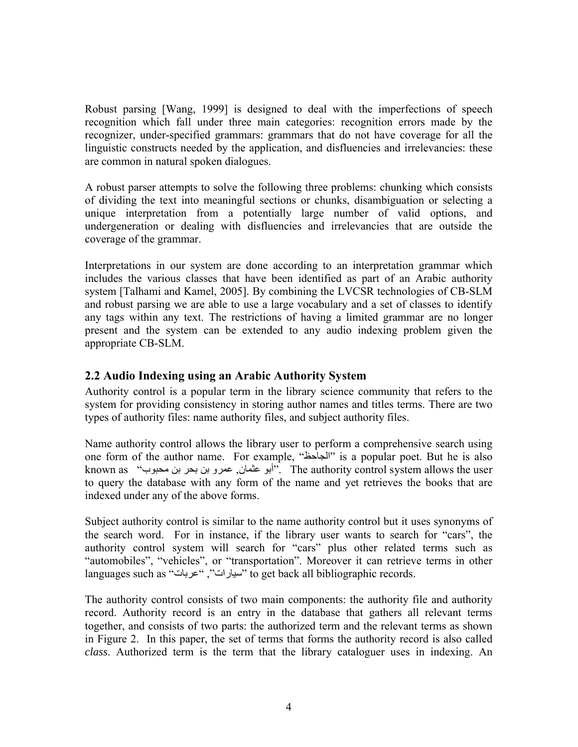Robust parsing [Wang, 1999] is designed to deal with the imperfections of speech recognition which fall under three main categories: recognition errors made by the recognizer, under-specified grammars: grammars that do not have coverage for all the linguistic constructs needed by the application, and disfluencies and irrelevancies: these are common in natural spoken dialogues.

A robust parser attempts to solve the following three problems: chunking which consists of dividing the text into meaningful sections or chunks, disambiguation or selecting a unique interpretation from a potentially large number of valid options, and undergeneration or dealing with disfluencies and irrelevancies that are outside the coverage of the grammar.

Interpretations in our system are done according to an interpretation grammar which includes the various classes that have been identified as part of an Arabic authority system [Talhami and Kamel, 2005]. By combining the LVCSR technologies of CB-SLM and robust parsing we are able to use a large vocabulary and a set of classes to identify any tags within any text. The restrictions of having a limited grammar are no longer present and the system can be extended to any audio indexing problem given the appropriate CB-SLM.

## 2.2 Audio Indexing using an Arabic Authority System

Authority control is a popular term in the library science community that refers to the system for providing consistency in storing author names and titles terms. There are two types of authority files: name authority files, and subject authority files.

Name authority control allows the library user to perform a comprehensive search using one form of the author name. For example, "الجاحظ" is a popular poet. But he is also known as "أبو عثمان, عمرو بن بحر بن محبوب". The authority control system allows the user to query the database with any form of the name and yet retrieves the books that are indexed under any of the above forms.

Subject authority control is similar to the name authority control but it uses synonyms of the search word. For in instance, if the library user wants to search for "cars", the authority control system will search for "cars" plus other related terms such as "automobiles", "vehicles", or "transportation". Moreover it can retrieve terms in other languages such as "عربات" ,"سيارات" to get back all bibliographic records.

The authority control consists of two main components: the authority file and authority record. Authority record is an entry in the database that gathers all relevant terms together, and consists of two parts: the authorized term and the relevant terms as shown in Figure 2. In this paper, the set of terms that forms the authority record is also called *class*. Authorized term is the term that the library cataloguer uses in indexing. An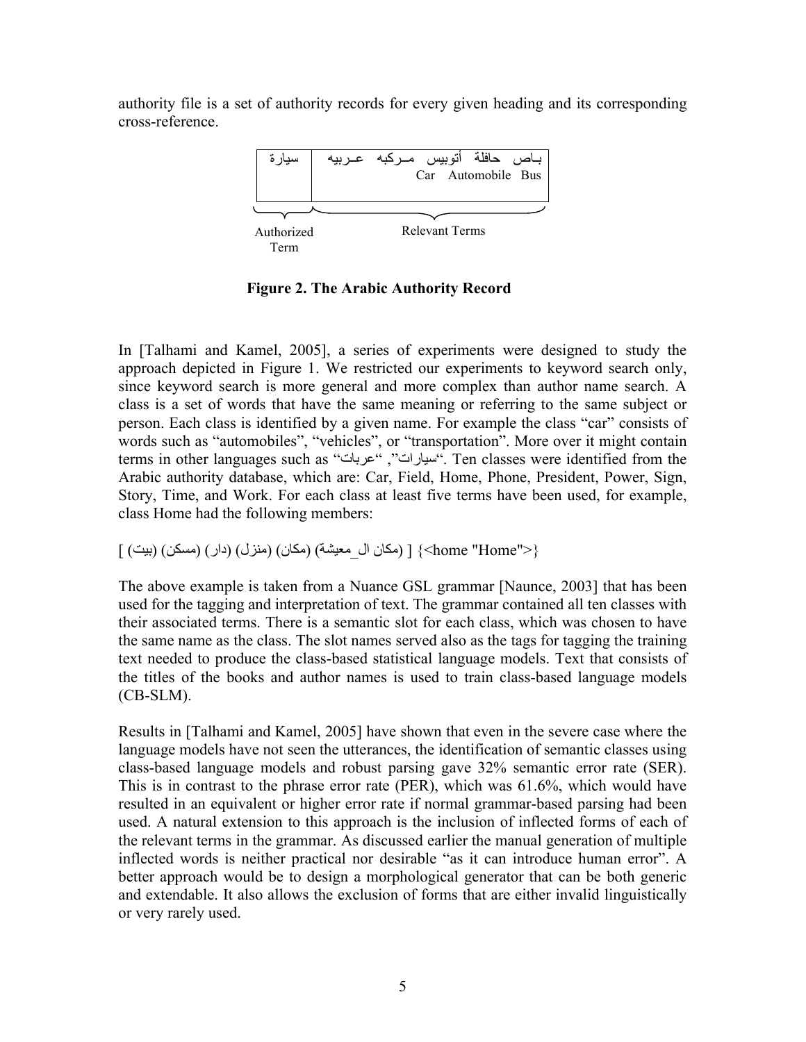authority file is a set of authority records for every given heading and its corresponding cross-reference.

| سيارة | باص حافلة أتوبيس مركبه عربيه<br>Car Automobile Bus |
|---|---|
| Authorized Term | Relevant Terms |

**Figure 2. The Arabic Authority Record**

In [Talhami and Kamel, 2005], a series of experiments were designed to study the approach depicted in Figure 1. We restricted our experiments to keyword search only, since keyword search is more general and more complex than author name search. A class is a set of words that have the same meaning or referring to the same subject or person. Each class is identified by a given name. For example the class "car" consists of words such as "automobiles", "vehicles", or "transportation". More over it might contain terms in other languages such as "سيارات" ,"عربات". Ten classes were identified from the Arabic authority database, which are: Car, Field, Home, Phone, President, Power, Sign, Story, Time, and Work. For each class at least five terms have been used, for example, class Home had the following members:

[ (بيت) (مسكن) (دار) (منزل) (مكان) (مكان ال_معيشة) ] {<home "Home">}

The above example is taken from a Nuance GSL grammar [Naunce, 2003] that has been used for the tagging and interpretation of text. The grammar contained all ten classes with their associated terms. There is a semantic slot for each class, which was chosen to have the same name as the class. The slot names served also as the tags for tagging the training text needed to produce the class-based statistical language models. Text that consists of the titles of the books and author names is used to train class-based language models (CB-SLM).

Results in [Talhami and Kamel, 2005] have shown that even in the severe case where the language models have not seen the utterances, the identification of semantic classes using class-based language models and robust parsing gave 32% semantic error rate (SER). This is in contrast to the phrase error rate (PER), which was 61.6%, which would have resulted in an equivalent or higher error rate if normal grammar-based parsing had been used. A natural extension to this approach is the inclusion of inflected forms of each of the relevant terms in the grammar. As discussed earlier the manual generation of multiple inflected words is neither practical nor desirable "as it can introduce human error". A better approach would be to design a morphological generator that can be both generic and extendable. It also allows the exclusion of forms that are either invalid linguistically or very rarely used.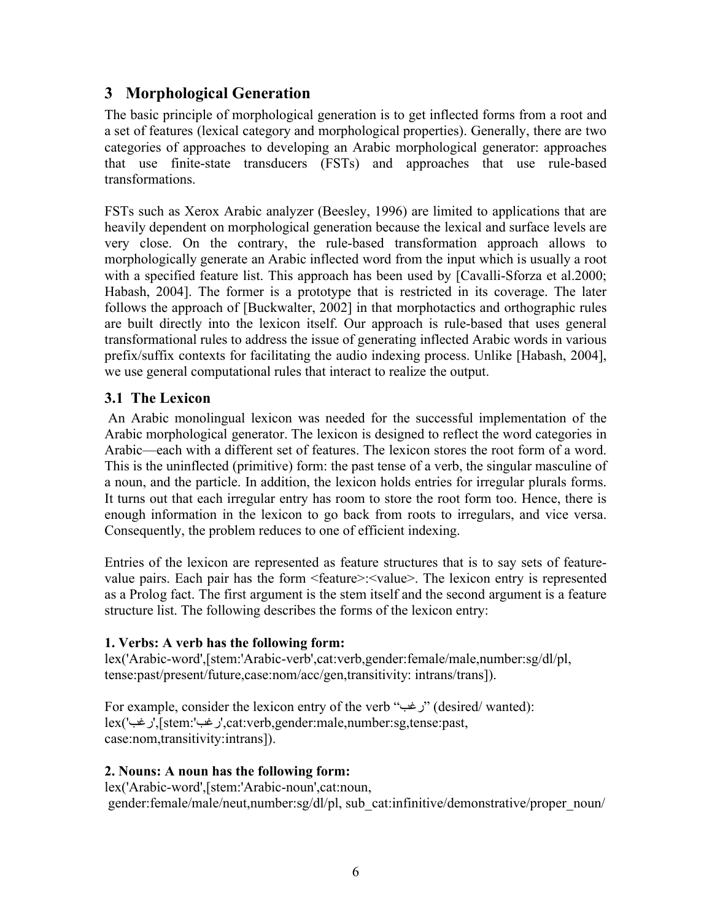## 3 Morphological Generation

The basic principle of morphological generation is to get inflected forms from a root and a set of features (lexical category and morphological properties). Generally, there are two categories of approaches to developing an Arabic morphological generator: approaches that use finite-state transducers (FSTs) and approaches that use rule-based transformations.

FSTs such as Xerox Arabic analyzer (Beesley, 1996) are limited to applications that are heavily dependent on morphological generation because the lexical and surface levels are very close. On the contrary, the rule-based transformation approach allows to morphologically generate an Arabic inflected word from the input which is usually a root with a specified feature list. This approach has been used by [Cavalli-Sforza et al.2000; Habash, 2004]. The former is a prototype that is restricted in its coverage. The later follows the approach of [Buckwalter, 2002] in that morphotactics and orthographic rules are built directly into the lexicon itself. Our approach is rule-based that uses general transformational rules to address the issue of generating inflected Arabic words in various prefix/suffix contexts for facilitating the audio indexing process. Unlike [Habash, 2004], we use general computational rules that interact to realize the output.

### 3.1 The Lexicon

An Arabic monolingual lexicon was needed for the successful implementation of the Arabic morphological generator. The lexicon is designed to reflect the word categories in Arabic—each with a different set of features. The lexicon stores the root form of a word. This is the uninflected (primitive) form: the past tense of a verb, the singular masculine of a noun, and the particle. In addition, the lexicon holds entries for irregular plurals forms. It turns out that each irregular entry has room to store the root form too. Hence, there is enough information in the lexicon to go back from roots to irregulars, and vice versa. Consequently, the problem reduces to one of efficient indexing.

Entries of the lexicon are represented as feature structures that is to say sets of feature-value pairs. Each pair has the form <feature>:<value>. The lexicon entry is represented as a Prolog fact. The first argument is the stem itself and the second argument is a feature structure list. The following describes the forms of the lexicon entry:

**1. Verbs: A verb has the following form:**
lex('Arabic-word',[stem:'Arabic-verb',cat:verb,gender:female/male,number:sg/dl/pl, tense:past/present/future,case:nom/acc/gen,transitivity: intrans/trans]).

For example, consider the lexicon entry of the verb "رغب" (desired/ wanted):
lex('رغب',[stem:'رغب',cat:verb,gender:male,number:sg,tense:past, case:nom,transitivity:intrans]).

**2. Nouns: A noun has the following form:**
lex('Arabic-word',[stem:'Arabic-noun',cat:noun, gender:female/male/neut,number:sg/dl/pl, sub_cat:infinitive/demonstrative/proper_noun/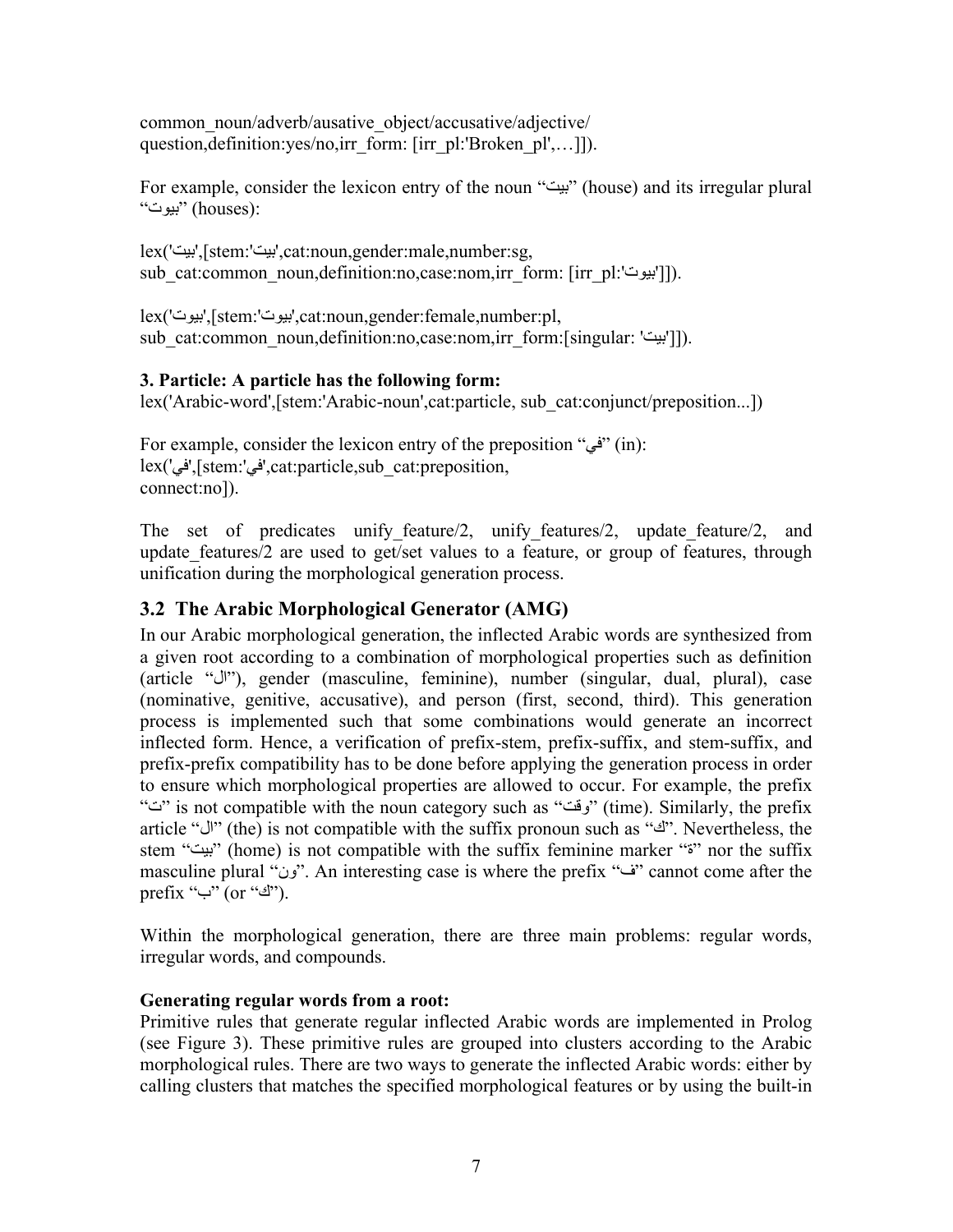common_noun/adverb/ausative_object/accusative/adjective/
question,definition:yes/no,irr_form: [irr_pl:'Broken_pl',…]]).

For example, consider the lexicon entry of the noun "بيت" (house) and its irregular plural "بيوت" (houses):

lex('بيت',[stem:'بيت',cat:noun,gender:male,number:sg,
sub_cat:common_noun,definition:no,case:nom,irr_form: [irr_pl:'بيوت']]).

lex('بيوت',[stem:'بيوت',cat:noun,gender:female,number:pl,
sub_cat:common_noun,definition:no,case:nom,irr_form:[singular: 'بيت']]).

**3. Particle: A particle has the following form:**
lex('Arabic-word',[stem:'Arabic-noun',cat:particle, sub_cat:conjunct/preposition...])

For example, consider the lexicon entry of the preposition "في" (in):
lex('في',[stem:'في',cat:particle,sub_cat:preposition,
connect:no]).

The set of predicates unify_feature/2, unify_features/2, update_feature/2, and update_features/2 are used to get/set values to a feature, or group of features, through unification during the morphological generation process.

## 3.2 The Arabic Morphological Generator (AMG)

In our Arabic morphological generation, the inflected Arabic words are synthesized from a given root according to a combination of morphological properties such as definition (article "ال"), gender (masculine, feminine), number (singular, dual, plural), case (nominative, genitive, accusative), and person (first, second, third). This generation process is implemented such that some combinations would generate an incorrect inflected form. Hence, a verification of prefix-stem, prefix-suffix, and stem-suffix, and prefix-prefix compatibility has to be done before applying the generation process in order to ensure which morphological properties are allowed to occur. For example, the prefix "ت" is not compatible with the noun category such as "وقت" (time). Similarly, the prefix article "ال" (the) is not compatible with the suffix pronoun such as "ك". Nevertheless, the stem "بيت" (home) is not compatible with the suffix feminine marker "ة" nor the suffix masculine plural "ون". An interesting case is where the prefix "ف" cannot come after the prefix "ب" (or "ك").

Within the morphological generation, there are three main problems: regular words, irregular words, and compounds.

**Generating regular words from a root:**
Primitive rules that generate regular inflected Arabic words are implemented in Prolog (see Figure 3). These primitive rules are grouped into clusters according to the Arabic morphological rules. There are two ways to generate the inflected Arabic words: either by calling clusters that matches the specified morphological features or by using the built-in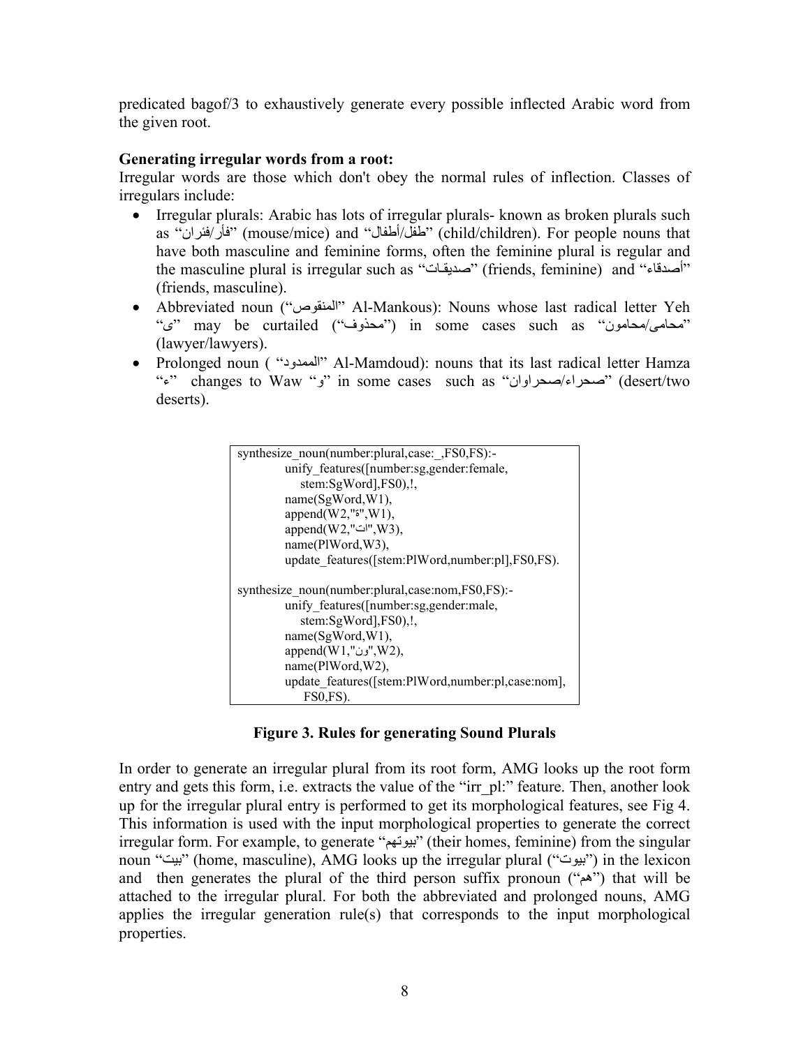predicated bagof/3 to exhaustively generate every possible inflected Arabic word from the given root.

**Generating irregular words from a root:**

Irregular words are those which don't obey the normal rules of inflection. Classes of irregulars include:

- Irregular plurals: Arabic has lots of irregular plurals- known as broken plurals such as "فأر/فئران" (mouse/mice) and "طفل/أطفال" (child/children). For people nouns that have both masculine and feminine forms, often the feminine plural is regular and the masculine plural is irregular such as "صديقات" (friends, feminine) and "أصدقاء" (friends, masculine).
- Abbreviated noun ("المنقوص" Al-Mankous): Nouns whose last radical letter Yeh "ى" may be curtailed ("محذوف") in some cases such as "محامى/محامون" (lawyer/lawyers).
- Prolonged noun ( "الممدود" Al-Mamdoud): nouns that its last radical letter Hamza "ء" changes to Waw "و" in some cases such as "صحراء/صحراوان" (desert/two deserts).

```
synthesize_noun(number:plural,case:_,FS0,FS):-
        unify_features([number:sg,gender:female,
           stem:SgWord],FS0),!,
        name(SgWord,W1),
        append(W2,"ة",W1),
        append(W2,"ات",W3),
        name(PlWord,W3),
        update_features([stem:PlWord,number:pl],FS0,FS).

synthesize_noun(number:plural,case:nom,FS0,FS):-
        unify_features([number:sg,gender:male,
           stem:SgWord],FS0),!,
        name(SgWord,W1),
        append(W1,"ون",W2),
        name(PlWord,W2),
        update_features([stem:PlWord,number:pl,case:nom],
           FS0,FS).
```

**Figure 3. Rules for generating Sound Plurals**

In order to generate an irregular plural from its root form, AMG looks up the root form entry and gets this form, i.e. extracts the value of the "irr_pl:" feature. Then, another look up for the irregular plural entry is performed to get its morphological features, see Fig 4. This information is used with the input morphological properties to generate the correct irregular form. For example, to generate "بيوتهم" (their homes, feminine) from the singular noun "بيت" (home, masculine), AMG looks up the irregular plural ("بيوت") in the lexicon and then generates the plural of the third person suffix pronoun ("هم") that will be attached to the irregular plural. For both the abbreviated and prolonged nouns, AMG applies the irregular generation rule(s) that corresponds to the input morphological properties.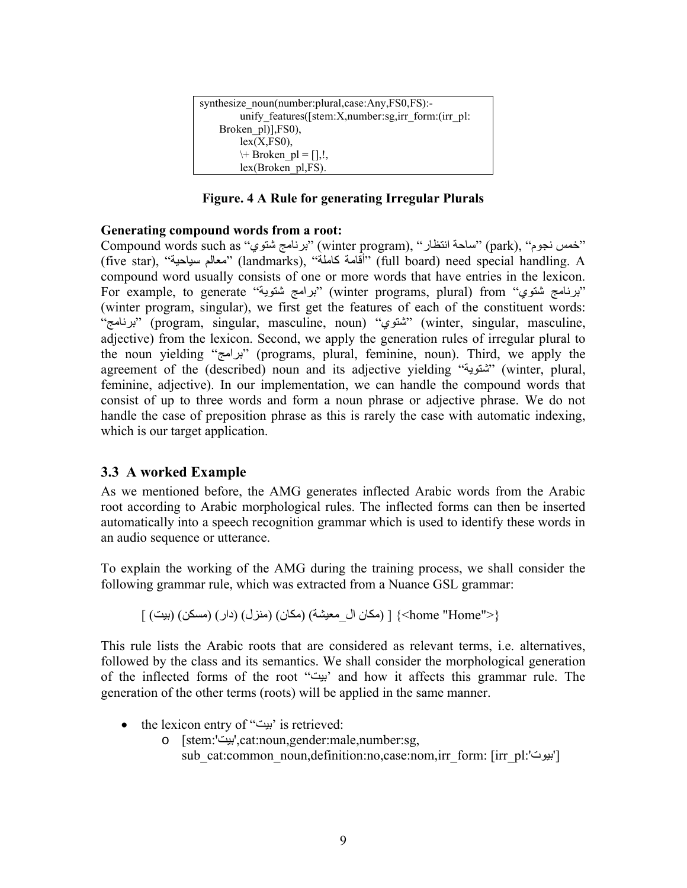```
synthesize_noun(number:plural,case:Any,FS0,FS):-
        unify_features([stem:X,number:sg,irr_form:(irr_pl:
    Broken_pl)],FS0),
        lex(X,FS0),
        \+ Broken_pl = [],!,
        lex(Broken_pl,FS).
```

**Figure. 4 A Rule for generating Irregular Plurals**

**Generating compound words from a root:**
Compound words such as "برنامج شتوي" (winter program), "ساحة انتظار" (park), "خمس نجوم" (five star), "معالم سياحية" (landmarks), "أقامة كاملة" (full board) need special handling. A compound word usually consists of one or more words that have entries in the lexicon. For example, to generate "برامج شتوية" (winter programs, plural) from "برنامج شتوي" (winter program, singular), we first get the features of each of the constituent words: "برنامج" (program, singular, masculine, noun) "شتوي" (winter, singular, masculine, adjective) from the lexicon. Second, we apply the generation rules of irregular plural to the noun yielding "برامج" (programs, plural, feminine, noun). Third, we apply the agreement of the (described) noun and its adjective yielding "شتوية" (winter, plural, feminine, adjective). In our implementation, we can handle the compound words that consist of up to three words and form a noun phrase or adjective phrase. We do not handle the case of preposition phrase as this is rarely the case with automatic indexing, which is our target application.

## 3.3 A worked Example

As we mentioned before, the AMG generates inflected Arabic words from the Arabic root according to Arabic morphological rules. The inflected forms can then be inserted automatically into a speech recognition grammar which is used to identify these words in an audio sequence or utterance.

To explain the working of the AMG during the training process, we shall consider the following grammar rule, which was extracted from a Nuance GSL grammar:

[ (بيت) (مسكن) (دار) (منزل) (مكان) (مكان ال_معيشة) ] {<home "Home">}

This rule lists the Arabic roots that are considered as relevant terms, i.e. alternatives, followed by the class and its semantics. We shall consider the morphological generation of the inflected forms of the root "بيت' and how it affects this grammar rule. The generation of the other terms (roots) will be applied in the same manner.

- the lexicon entry of "بيت' is retrieved:
  - [stem:'بيت',cat:noun,gender:male,number:sg, sub_cat:common_noun,definition:no,case:nom,irr_form: [irr_pl:'بيوت']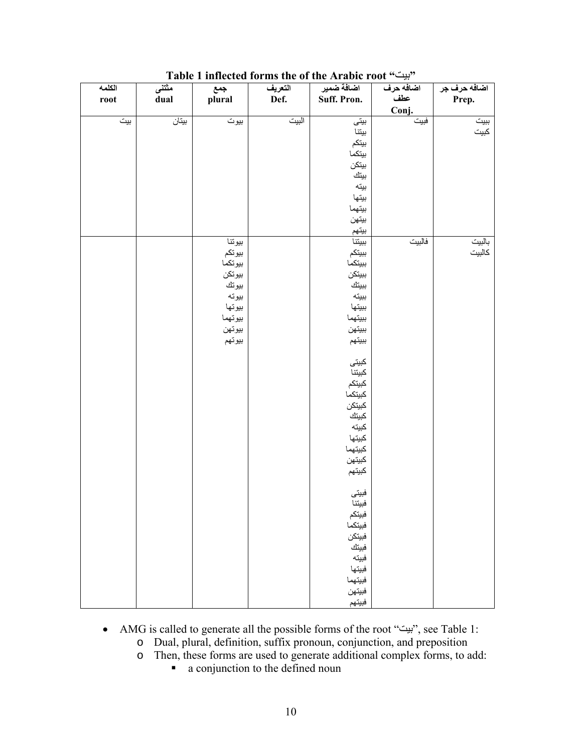**Table 1 inflected forms the of the Arabic root "بيت"**

| الكلمه root | مثنى dual | جمع plural | التعريف Def. | اضافة ضمير Suff. Pron. | اضافه حرف عطف Conj. | اضافه حرف جر Prep. |
|---|---|---|---|---|---|---|
| بيت | بيتان | بيوت | البيت | بيتى<br>بيتنا<br>بيتكم<br>بيتكما<br>بيتكن<br>بيتك<br>بيته<br>بيتها<br>بيتهما<br>بيتهن<br>بيتهم | فبيت | ببيت<br>كبيت |
| | | بيوتنا<br>بيوتكم<br>بيوتكما<br>بيوتكن<br>بيوتك<br>بيوته<br>بيوتها<br>بيوتهما<br>بيوتهن<br>بيوتهم | | ببيتنا<br>ببيتكم<br>ببيتكما<br>ببيتكن<br>ببيتك<br>ببيته<br>ببيتها<br>ببيتهما<br>ببيتهن<br>ببيتهم<br><br>كبيتى<br>كبيتنا<br>كبيتكم<br>كبيتكما<br>كبيتكن<br>كبيتك<br>كبيته<br>كبيتها<br>كبيتهما<br>كبيتهن<br>كبيتهم<br><br>فبيتى<br>فبيتنا<br>فبيتكم<br>فبيتكما<br>فبيتكن<br>فبيتك<br>فبيته<br>فبيتها<br>فبيتهما<br>فبيتهن<br>فبيتهم | فالبيت | بالبيت<br>كالبيت |

- AMG is called to generate all the possible forms of the root "بيت", see Table 1:
  - Dual, plural, definition, suffix pronoun, conjunction, and preposition
  - Then, these forms are used to generate additional complex forms, to add:
    - a conjunction to the defined noun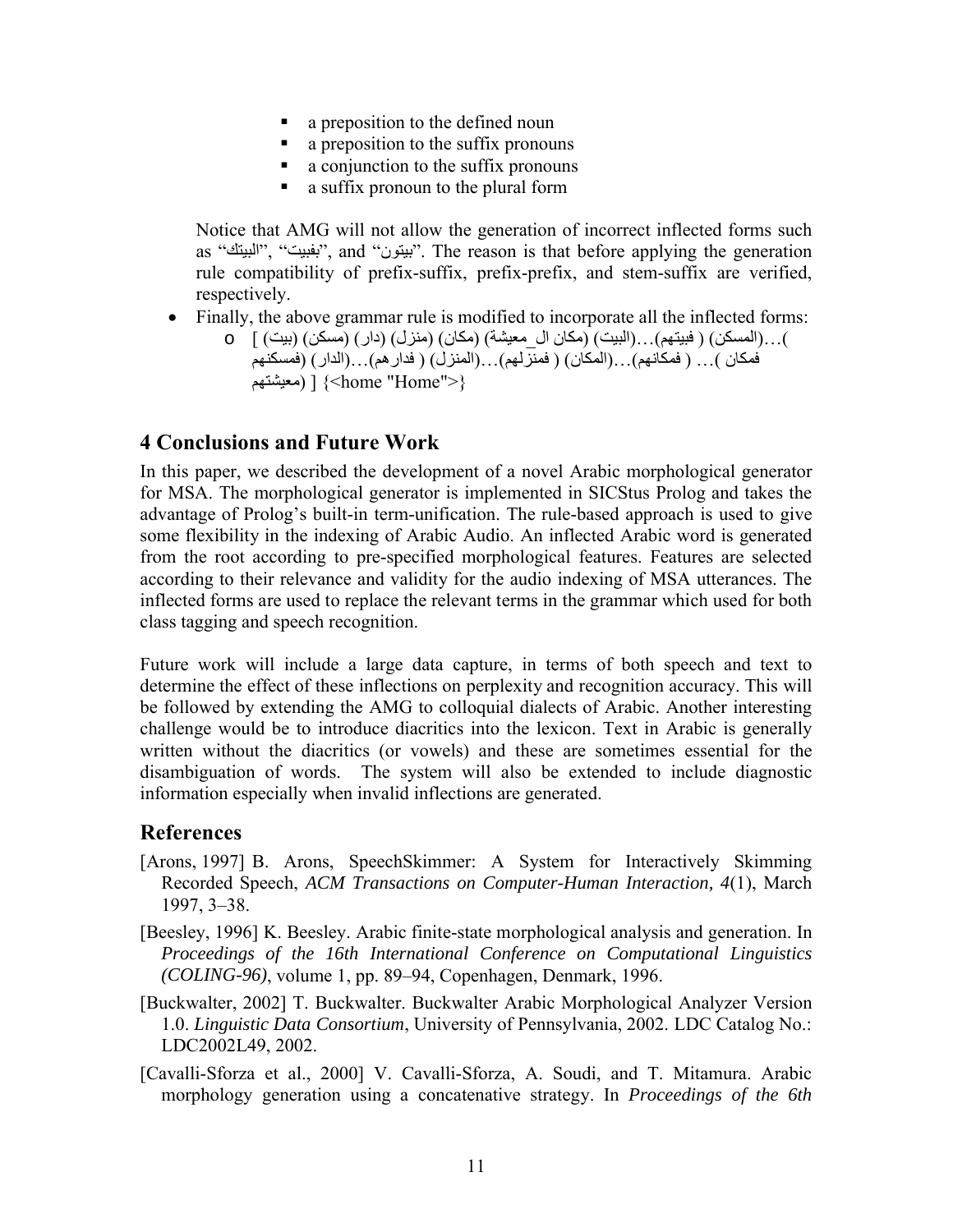- a preposition to the defined noun
- a preposition to the suffix pronouns
- a conjunction to the suffix pronouns
- a suffix pronoun to the plural form

Notice that AMG will not allow the generation of incorrect inflected forms such as "البيتك", "بفبيت", and "بيتون". The reason is that before applying the generation rule compatibility of prefix-suffix, prefix-prefix, and stem-suffix are verified, respectively.

- Finally, the above grammar rule is modified to incorporate all the inflected forms:
  - [ (بيت) (مسكن) (دار) (منزل) (مكان) (مكان ال_معيشة) (البيت)…( فبيتهم) (المسكن)…( فمكان )… ( فمكانهم)…(المكان) ( فمنزلهم)…(المنزل) ( فدارهم)…(الدار) (فمسكنهم (معيشتهم) ] {<home "Home">}

## 4 Conclusions and Future Work

In this paper, we described the development of a novel Arabic morphological generator for MSA. The morphological generator is implemented in SICStus Prolog and takes the advantage of Prolog's built-in term-unification. The rule-based approach is used to give some flexibility in the indexing of Arabic Audio. An inflected Arabic word is generated from the root according to pre-specified morphological features. Features are selected according to their relevance and validity for the audio indexing of MSA utterances. The inflected forms are used to replace the relevant terms in the grammar which used for both class tagging and speech recognition.

Future work will include a large data capture, in terms of both speech and text to determine the effect of these inflections on perplexity and recognition accuracy. This will be followed by extending the AMG to colloquial dialects of Arabic. Another interesting challenge would be to introduce diacritics into the lexicon. Text in Arabic is generally written without the diacritics (or vowels) and these are sometimes essential for the disambiguation of words. The system will also be extended to include diagnostic information especially when invalid inflections are generated.

## References

[Arons, 1997] B. Arons, SpeechSkimmer: A System for Interactively Skimming Recorded Speech, *ACM Transactions on Computer-Human Interaction, 4*(1), March 1997, 3–38.

[Beesley, 1996] K. Beesley. Arabic finite-state morphological analysis and generation. In *Proceedings of the 16th International Conference on Computational Linguistics (COLING-96)*, volume 1, pp. 89–94, Copenhagen, Denmark, 1996.

[Buckwalter, 2002] T. Buckwalter. Buckwalter Arabic Morphological Analyzer Version 1.0. *Linguistic Data Consortium*, University of Pennsylvania, 2002. LDC Catalog No.: LDC2002L49, 2002.

[Cavalli-Sforza et al., 2000] V. Cavalli-Sforza, A. Soudi, and T. Mitamura. Arabic morphology generation using a concatenative strategy. In *Proceedings of the 6th*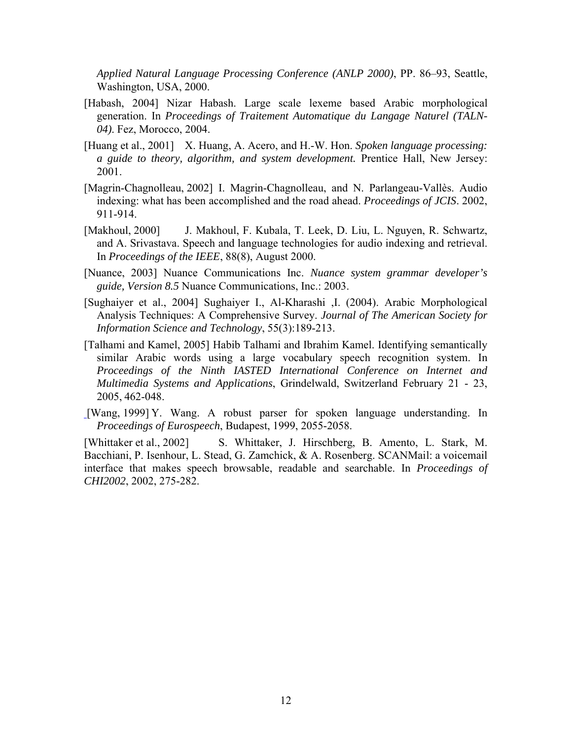*Applied Natural Language Processing Conference (ANLP 2000)*, PP. 86–93, Seattle, Washington, USA, 2000.

[Habash, 2004] Nizar Habash. Large scale lexeme based Arabic morphological generation. In *Proceedings of Traitement Automatique du Langage Naturel (TALN-04)*. Fez, Morocco, 2004.

[Huang et al., 2001] X. Huang, A. Acero, and H.-W. Hon. *Spoken language processing: a guide to theory, algorithm, and system development.* Prentice Hall, New Jersey: 2001.

[Magrin-Chagnolleau, 2002] I. Magrin-Chagnolleau, and N. Parlangeau-Vallès. Audio indexing: what has been accomplished and the road ahead. *Proceedings of JCIS*. 2002, 911-914.

[Makhoul, 2000] J. Makhoul, F. Kubala, T. Leek, D. Liu, L. Nguyen, R. Schwartz, and A. Srivastava. Speech and language technologies for audio indexing and retrieval. In *Proceedings of the IEEE*, 88(8), August 2000.

[Nuance, 2003] Nuance Communications Inc. *Nuance system grammar developer's guide, Version 8.5* Nuance Communications, Inc.: 2003.

[Sughaiyer et al., 2004] Sughaiyer I., Al-Kharashi ,I. (2004). Arabic Morphological Analysis Techniques: A Comprehensive Survey. *Journal of The American Society for Information Science and Technology*, 55(3):189-213.

[Talhami and Kamel, 2005] Habib Talhami and Ibrahim Kamel. Identifying semantically similar Arabic words using a large vocabulary speech recognition system. In *Proceedings of the Ninth IASTED International Conference on Internet and Multimedia Systems and Applications*, Grindelwald, Switzerland February 21 - 23, 2005, 462-048.

[Wang, 1999] Y. Wang. A robust parser for spoken language understanding. In *Proceedings of Eurospeech*, Budapest, 1999, 2055-2058.

[Whittaker et al., 2002] S. Whittaker, J. Hirschberg, B. Amento, L. Stark, M. Bacchiani, P. Isenhour, L. Stead, G. Zamchick, & A. Rosenberg. SCANMail: a voicemail interface that makes speech browsable, readable and searchable. In *Proceedings of CHI2002*, 2002, 275-282.